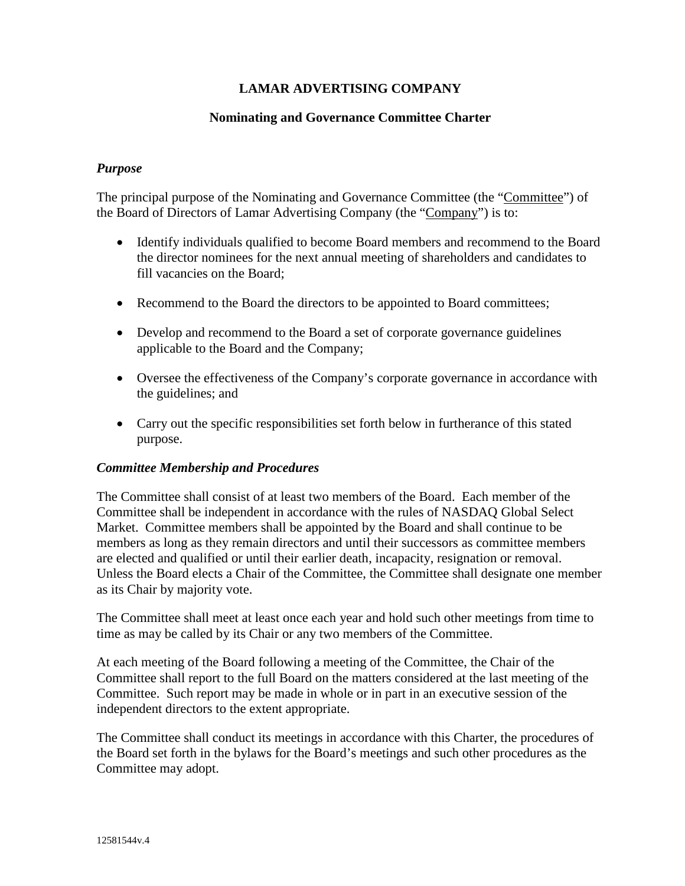# LAMAR ADVERTISING COMPANY

## Nominating and Governance Committee Charter

### *Purpose*

The principal purpose of the Nominating and Governance Committee (the "Committee") of the Board of Directors of Lamar Advertising Company (the "Company") is to:

- Identify individuals qualified to become Board members and recommend to the Board the director nominees for the next annual meeting of shareholders and candidates to fill vacancies on the Board;
- Recommend to the Board the directors to be appointed to Board committees;
- Develop and recommend to the Board a set of corporate governance guidelines applicable to the Board and the Company;
- Oversee the effectiveness of the Company's corporate governance in accordance with the guidelines; and
- Carry out the specific responsibilities set forth below in furtherance of this stated purpose.

### *Committee Membership and Procedures*

The Committee shall consist of at least two members of the Board. Each member of the Committee shall be independent in accordance with the rules of NASDAQ Global Select Market. Committee members shall be appointed by the Board and shall continue to be members as long as they remain directors and until their successors as committee members are elected and qualified or until their earlier death, incapacity, resignation or removal. Unless the Board elects a Chair of the Committee, the Committee shall designate one member as its Chair by majority vote.

The Committee shall meet at least once each year and hold such other meetings from time to time as may be called by its Chair or any two members of the Committee.

At each meeting of the Board following a meeting of the Committee, the Chair of the Committee shall report to the full Board on the matters considered at the last meeting of the Committee. Such report may be made in whole or in part in an executive session of the independent directors to the extent appropriate.

The Committee shall conduct its meetings in accordance with this Charter, the procedures of the Board set forth in the bylaws for the Board's meetings and such other procedures as the Committee may adopt.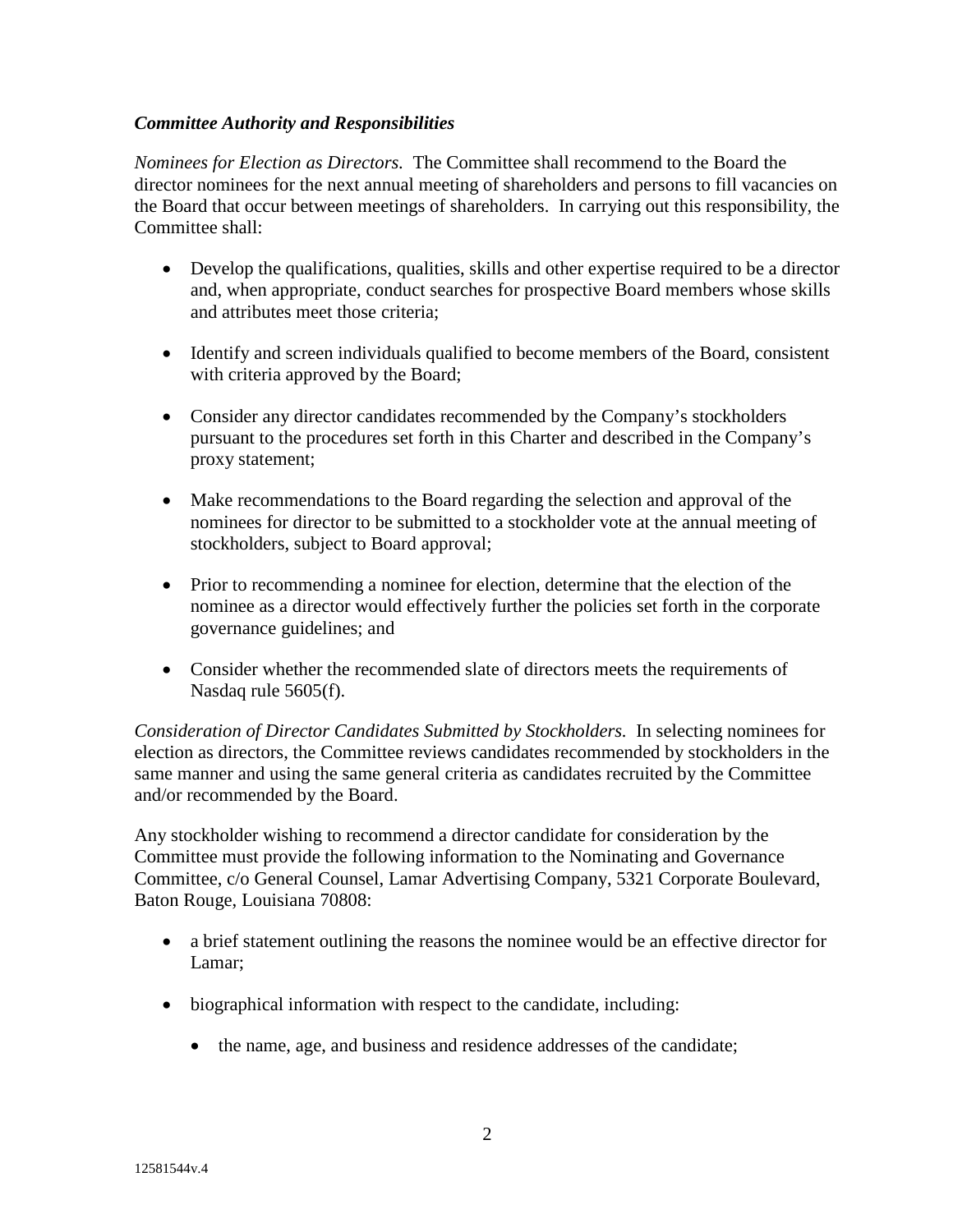### *Committee Authority and Responsibilities*

*Nominees for Election as Directors.* The Committee shall recommend to the Board the director nominees for the next annual meeting of shareholders and persons to fill vacancies on the Board that occur between meetings of shareholders. In carrying out this responsibility, the Committee shall:

- Develop the qualifications, qualities, skills and other expertise required to be a director and, when appropriate, conduct searches for prospective Board members whose skills and attributes meet those criteria;
- Identify and screen individuals qualified to become members of the Board, consistent with criteria approved by the Board;
- Consider any director candidates recommended by the Company's stockholders pursuant to the procedures set forth in this Charter and described in the Company's proxy statement;
- Make recommendations to the Board regarding the selection and approval of the nominees for director to be submitted to a stockholder vote at the annual meeting of stockholders, subject to Board approval;
- Prior to recommending a nominee for election, determine that the election of the nominee as a director would effectively further the policies set forth in the corporate governance guidelines; and
- Consider whether the recommended slate of directors meets the requirements of Nasdaq rule 5605(f).

*Consideration of Director Candidates Submitted by Stockholders.* In selecting nominees for election as directors, the Committee reviews candidates recommended by stockholders in the same manner and using the same general criteria as candidates recruited by the Committee and/or recommended by the Board.

Any stockholder wishing to recommend a director candidate for consideration by the Committee must provide the following information to the Nominating and Governance Committee, c/o General Counsel, Lamar Advertising Company, 5321 Corporate Boulevard, Baton Rouge, Louisiana 70808:

- a brief statement outlining the reasons the nominee would be an effective director for Lamar;
- biographical information with respect to the candidate, including:
  - the name, age, and business and residence addresses of the candidate;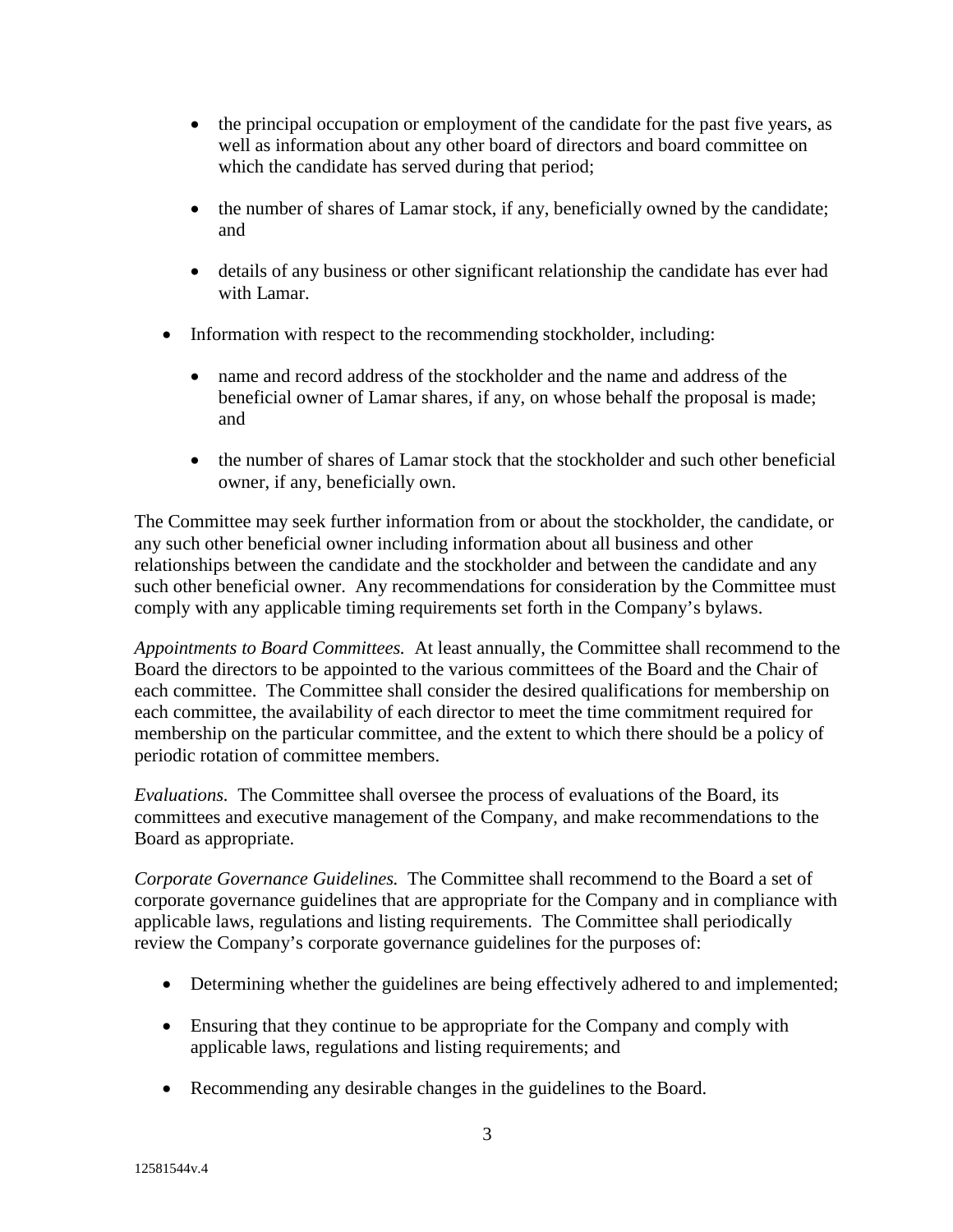- the principal occupation or employment of the candidate for the past five years, as well as information about any other board of directors and board committee on which the candidate has served during that period;
  - the number of shares of Lamar stock, if any, beneficially owned by the candidate; and
  - details of any business or other significant relationship the candidate has ever had with Lamar.

- Information with respect to the recommending stockholder, including:
  - name and record address of the stockholder and the name and address of the beneficial owner of Lamar shares, if any, on whose behalf the proposal is made; and
  - the number of shares of Lamar stock that the stockholder and such other beneficial owner, if any, beneficially own.

The Committee may seek further information from or about the stockholder, the candidate, or any such other beneficial owner including information about all business and other relationships between the candidate and the stockholder and between the candidate and any such other beneficial owner. Any recommendations for consideration by the Committee must comply with any applicable timing requirements set forth in the Company's bylaws.

*Appointments to Board Committees.* At least annually, the Committee shall recommend to the Board the directors to be appointed to the various committees of the Board and the Chair of each committee. The Committee shall consider the desired qualifications for membership on each committee, the availability of each director to meet the time commitment required for membership on the particular committee, and the extent to which there should be a policy of periodic rotation of committee members.

*Evaluations.* The Committee shall oversee the process of evaluations of the Board, its committees and executive management of the Company, and make recommendations to the Board as appropriate.

*Corporate Governance Guidelines.* The Committee shall recommend to the Board a set of corporate governance guidelines that are appropriate for the Company and in compliance with applicable laws, regulations and listing requirements. The Committee shall periodically review the Company's corporate governance guidelines for the purposes of:

- Determining whether the guidelines are being effectively adhered to and implemented;
- Ensuring that they continue to be appropriate for the Company and comply with applicable laws, regulations and listing requirements; and
- Recommending any desirable changes in the guidelines to the Board.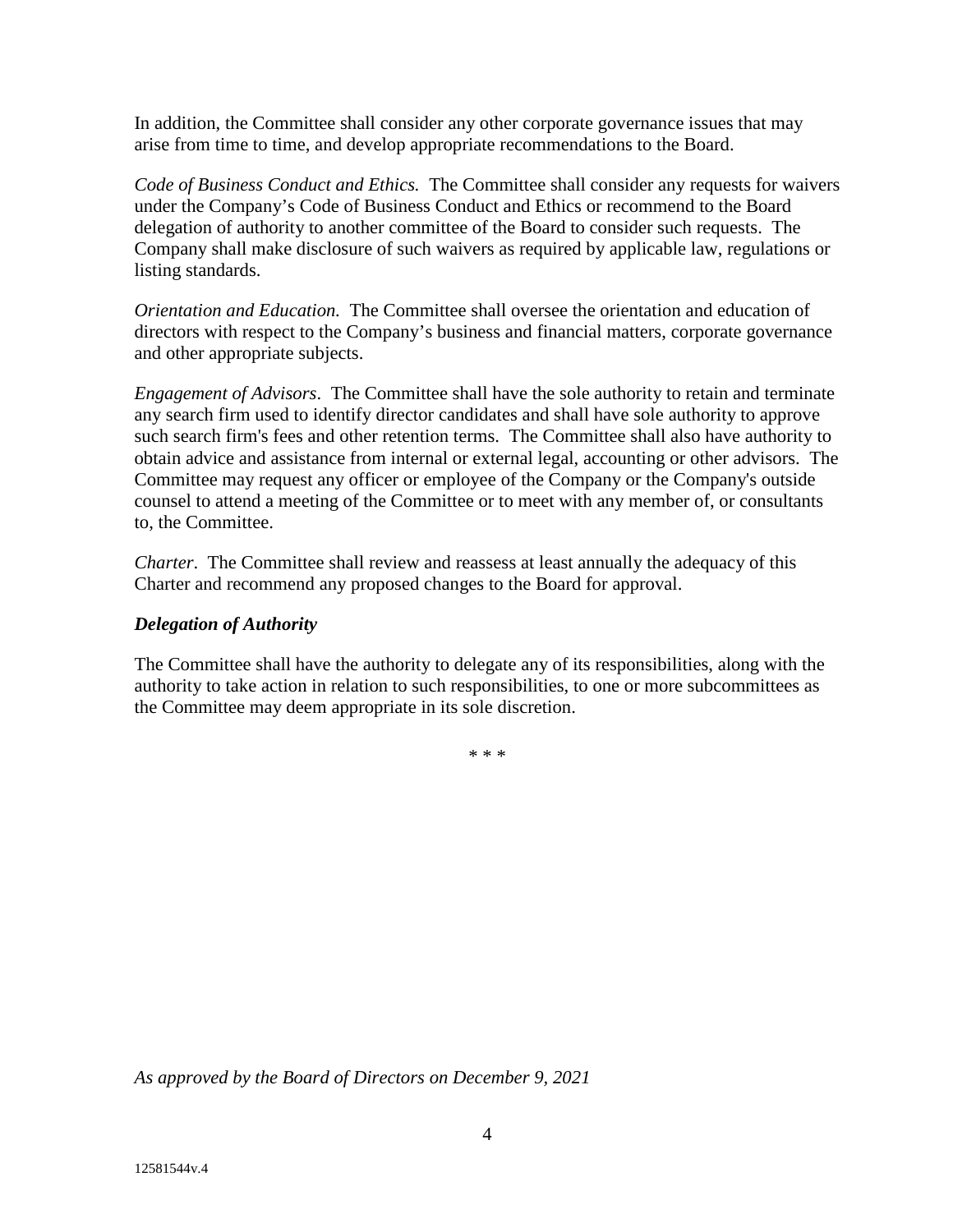In addition, the Committee shall consider any other corporate governance issues that may arise from time to time, and develop appropriate recommendations to the Board.

*Code of Business Conduct and Ethics.* The Committee shall consider any requests for waivers under the Company's Code of Business Conduct and Ethics or recommend to the Board delegation of authority to another committee of the Board to consider such requests. The Company shall make disclosure of such waivers as required by applicable law, regulations or listing standards.

*Orientation and Education.* The Committee shall oversee the orientation and education of directors with respect to the Company's business and financial matters, corporate governance and other appropriate subjects.

*Engagement of Advisors*. The Committee shall have the sole authority to retain and terminate any search firm used to identify director candidates and shall have sole authority to approve such search firm's fees and other retention terms. The Committee shall also have authority to obtain advice and assistance from internal or external legal, accounting or other advisors. The Committee may request any officer or employee of the Company or the Company's outside counsel to attend a meeting of the Committee or to meet with any member of, or consultants to, the Committee.

*Charter*. The Committee shall review and reassess at least annually the adequacy of this Charter and recommend any proposed changes to the Board for approval.

***Delegation of Authority***

The Committee shall have the authority to delegate any of its responsibilities, along with the authority to take action in relation to such responsibilities, to one or more subcommittees as the Committee may deem appropriate in its sole discretion.

\* \* \*

*As approved by the Board of Directors on December 9, 2021*

12581544v.4